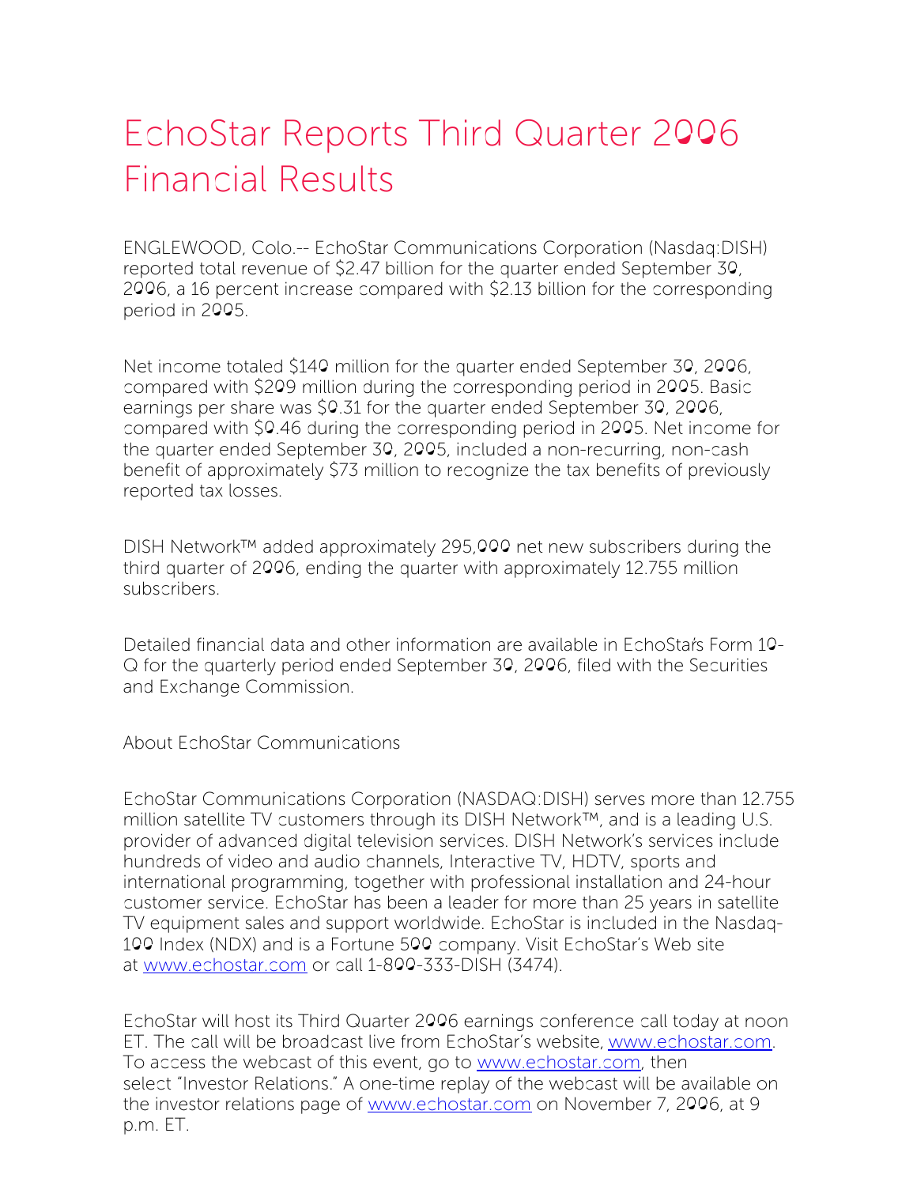# EchoStar Reports Third Quarter 2006 Financial Results

ENGLEWOOD, Colo.-- EchoStar Communications Corporation (Nasdaq:DISH) reported total revenue of $2.47 billion for the quarter ended September 30, 2006, a 16 percent increase compared with $2.13 billion for the corresponding period in 2005.

Net income totaled $140 million for the quarter ended September 30, 2006, compared with $209 million during the corresponding period in 2005. Basic earnings per share was $0.31 for the quarter ended September 30, 2006, compared with $0.46 during the corresponding period in 2005. Net income for the quarter ended September 30, 2005, included a non-recurring, non-cash benefit of approximately $73 million to recognize the tax benefits of previously reported tax losses.

DISH Network™ added approximately 295,000 net new subscribers during the third quarter of 2006, ending the quarter with approximately 12.755 million subscribers.

Detailed financial data and other information are available in EchoStar's Form 10-Q for the quarterly period ended September 30, 2006, filed with the Securities and Exchange Commission.

About EchoStar Communications

EchoStar Communications Corporation (NASDAQ:DISH) serves more than 12.755 million satellite TV customers through its DISH Network™, and is a leading U.S. provider of advanced digital television services. DISH Network's services include hundreds of video and audio channels, Interactive TV, HDTV, sports and international programming, together with professional installation and 24-hour customer service. EchoStar has been a leader for more than 25 years in satellite TV equipment sales and support worldwide. EchoStar is included in the Nasdaq-100 Index (NDX) and is a Fortune 500 company. Visit EchoStar's Web site at www.echostar.com or call 1-800-333-DISH (3474).

EchoStar will host its Third Quarter 2006 earnings conference call today at noon ET. The call will be broadcast live from EchoStar's website, www.echostar.com. To access the webcast of this event, go to www.echostar.com, then select "Investor Relations." A one-time replay of the webcast will be available on the investor relations page of www.echostar.com on November 7, 2006, at 9 p.m. ET.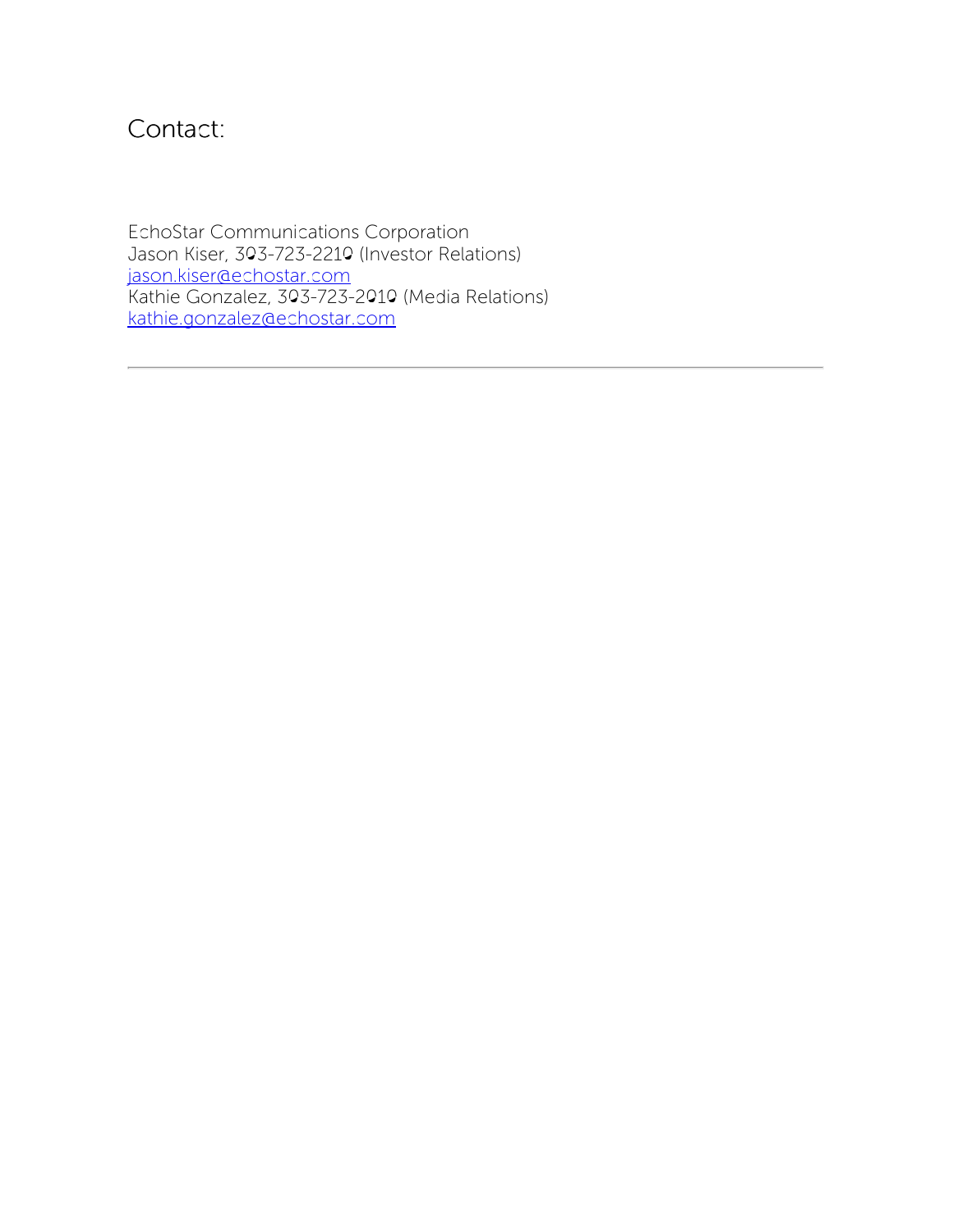Contact:

EchoStar Communications Corporation
Jason Kiser, 303-723-2210 (Investor Relations)
[jason.kiser@echostar.com](mailto:jason.kiser@echostar.com)
Kathie Gonzalez, 303-723-2010 (Media Relations)
[kathie.gonzalez@echostar.com](mailto:kathie.gonzalez@echostar.com)

---